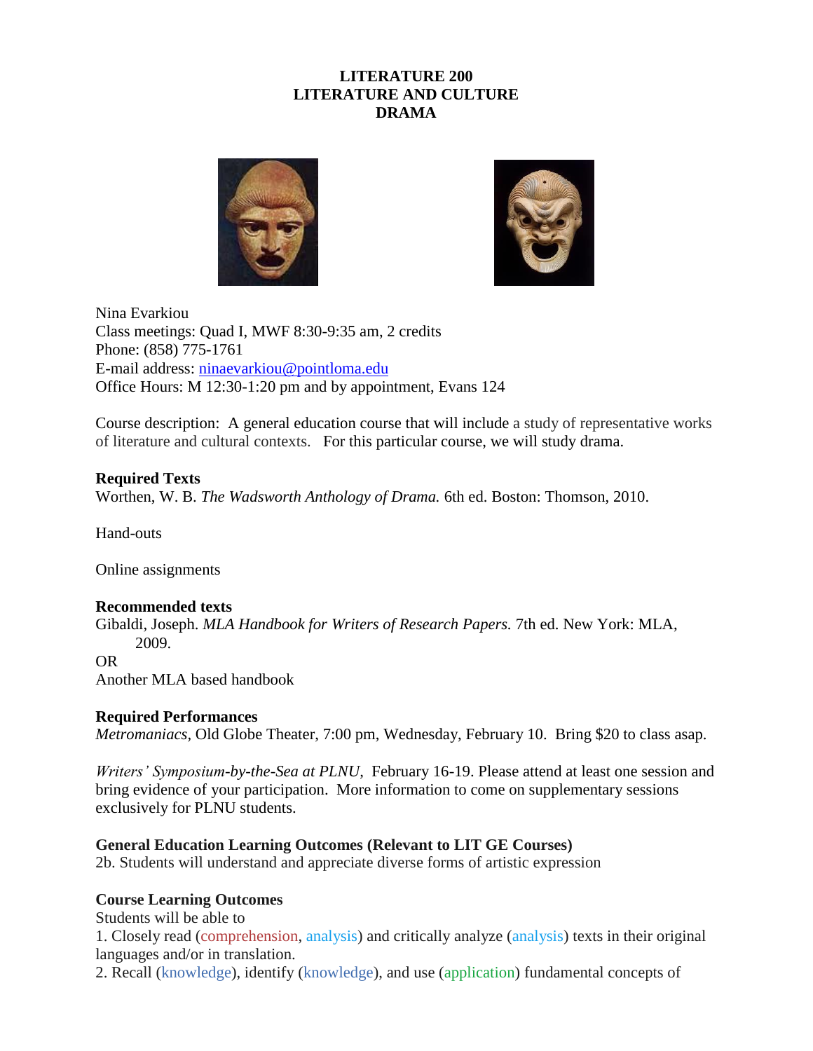# LITERATURE 200
# LITERATURE AND CULTURE
# DRAMA

Nina Evarkiou
Class meetings: Quad I, MWF 8:30-9:35 am, 2 credits
Phone: (858) 775-1761
E-mail address: ninaevarkiou@pointloma.edu
Office Hours: M 12:30-1:20 pm and by appointment, Evans 124

Course description: A general education course that will include a study of representative works of literature and cultural contexts. For this particular course, we will study drama.

**Required Texts**
Worthen, W. B. *The Wadsworth Anthology of Drama.* 6th ed. Boston: Thomson, 2010.

Hand-outs

Online assignments

**Recommended texts**
Gibaldi, Joseph. *MLA Handbook for Writers of Research Papers.* 7th ed. New York: MLA, 2009.
OR
Another MLA based handbook

**Required Performances**
*Metromaniacs*, Old Globe Theater, 7:00 pm, Wednesday, February 10. Bring $20 to class asap.

*Writers' Symposium-by-the-Sea at PLNU*, February 16-19. Please attend at least one session and bring evidence of your participation. More information to come on supplementary sessions exclusively for PLNU students.

**General Education Learning Outcomes (Relevant to LIT GE Courses)**
2b. Students will understand and appreciate diverse forms of artistic expression

**Course Learning Outcomes**
Students will be able to
1. Closely read (comprehension, analysis) and critically analyze (analysis) texts in their original languages and/or in translation.
2. Recall (knowledge), identify (knowledge), and use (application) fundamental concepts of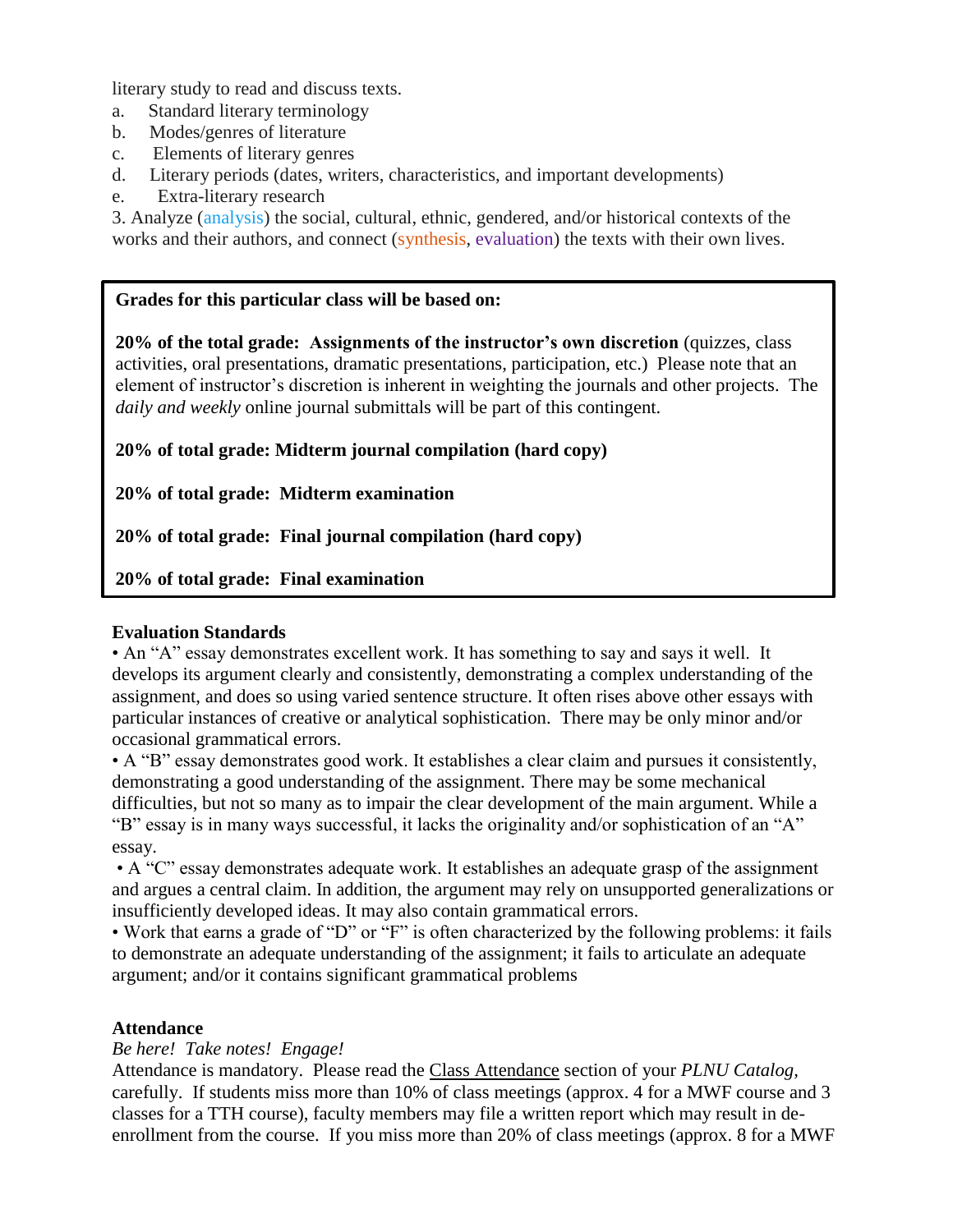literary study to read and discuss texts.

a. Standard literary terminology
b. Modes/genres of literature
c. Elements of literary genres
d. Literary periods (dates, writers, characteristics, and important developments)
e. Extra-literary research

3. Analyze (analysis) the social, cultural, ethnic, gendered, and/or historical contexts of the works and their authors, and connect (synthesis, evaluation) the texts with their own lives.

**Grades for this particular class will be based on:**

**20% of the total grade: Assignments of the instructor's own discretion** (quizzes, class activities, oral presentations, dramatic presentations, participation, etc.) Please note that an element of instructor's discretion is inherent in weighting the journals and other projects. The *daily and weekly* online journal submittals will be part of this contingent.

**20% of total grade: Midterm journal compilation (hard copy)**

**20% of total grade: Midterm examination**

**20% of total grade: Final journal compilation (hard copy)**

**20% of total grade: Final examination**

**Evaluation Standards**

- An "A" essay demonstrates excellent work. It has something to say and says it well. It develops its argument clearly and consistently, demonstrating a complex understanding of the assignment, and does so using varied sentence structure. It often rises above other essays with particular instances of creative or analytical sophistication. There may be only minor and/or occasional grammatical errors.
- A "B" essay demonstrates good work. It establishes a clear claim and pursues it consistently, demonstrating a good understanding of the assignment. There may be some mechanical difficulties, but not so many as to impair the clear development of the main argument. While a "B" essay is in many ways successful, it lacks the originality and/or sophistication of an "A" essay.
- A "C" essay demonstrates adequate work. It establishes an adequate grasp of the assignment and argues a central claim. In addition, the argument may rely on unsupported generalizations or insufficiently developed ideas. It may also contain grammatical errors.
- Work that earns a grade of "D" or "F" is often characterized by the following problems: it fails to demonstrate an adequate understanding of the assignment; it fails to articulate an adequate argument; and/or it contains significant grammatical problems

**Attendance**

*Be here! Take notes! Engage!*

Attendance is mandatory. Please read the Class Attendance section of your *PLNU Catalog,* carefully. If students miss more than 10% of class meetings (approx. 4 for a MWF course and 3 classes for a TTH course), faculty members may file a written report which may result in de-enrollment from the course. If you miss more than 20% of class meetings (approx. 8 for a MWF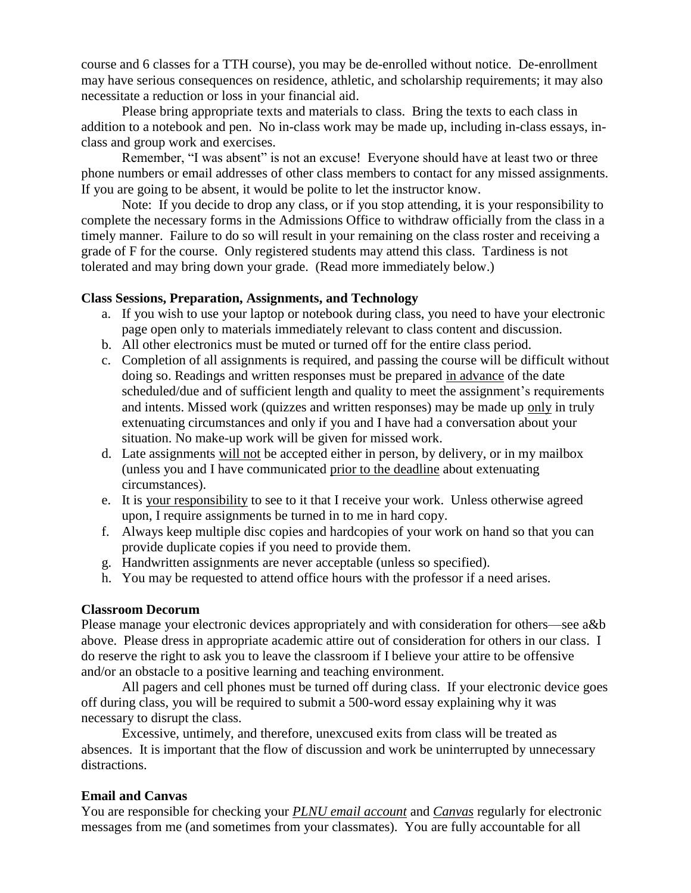course and 6 classes for a TTH course), you may be de-enrolled without notice. De-enrollment may have serious consequences on residence, athletic, and scholarship requirements; it may also necessitate a reduction or loss in your financial aid.

Please bring appropriate texts and materials to class. Bring the texts to each class in addition to a notebook and pen. No in-class work may be made up, including in-class essays, in-class and group work and exercises.

Remember, "I was absent" is not an excuse! Everyone should have at least two or three phone numbers or email addresses of other class members to contact for any missed assignments. If you are going to be absent, it would be polite to let the instructor know.

Note: If you decide to drop any class, or if you stop attending, it is your responsibility to complete the necessary forms in the Admissions Office to withdraw officially from the class in a timely manner. Failure to do so will result in your remaining on the class roster and receiving a grade of F for the course. Only registered students may attend this class. Tardiness is not tolerated and may bring down your grade. (Read more immediately below.)

**Class Sessions, Preparation, Assignments, and Technology**

a. If you wish to use your laptop or notebook during class, you need to have your electronic page open only to materials immediately relevant to class content and discussion.
b. All other electronics must be muted or turned off for the entire class period.
c. Completion of all assignments is required, and passing the course will be difficult without doing so. Readings and written responses must be prepared <u>in advance</u> of the date scheduled/due and of sufficient length and quality to meet the assignment's requirements and intents. Missed work (quizzes and written responses) may be made up <u>only</u> in truly extenuating circumstances and only if you and I have had a conversation about your situation. No make-up work will be given for missed work.
d. Late assignments <u>will not</u> be accepted either in person, by delivery, or in my mailbox (unless you and I have communicated <u>prior to the deadline</u> about extenuating circumstances).
e. It is <u>your responsibility</u> to see to it that I receive your work. Unless otherwise agreed upon, I require assignments be turned in to me in hard copy.
f. Always keep multiple disc copies and hardcopies of your work on hand so that you can provide duplicate copies if you need to provide them.
g. Handwritten assignments are never acceptable (unless so specified).
h. You may be requested to attend office hours with the professor if a need arises.

**Classroom Decorum**

Please manage your electronic devices appropriately and with consideration for others—see a&b above. Please dress in appropriate academic attire out of consideration for others in our class. I do reserve the right to ask you to leave the classroom if I believe your attire to be offensive and/or an obstacle to a positive learning and teaching environment.

All pagers and cell phones must be turned off during class. If your electronic device goes off during class, you will be required to submit a 500-word essay explaining why it was necessary to disrupt the class.

Excessive, untimely, and therefore, unexcused exits from class will be treated as absences. It is important that the flow of discussion and work be uninterrupted by unnecessary distractions.

**Email and Canvas**

You are responsible for checking your *<u>PLNU email account</u>* and *<u>Canvas</u>* regularly for electronic messages from me (and sometimes from your classmates). You are fully accountable for all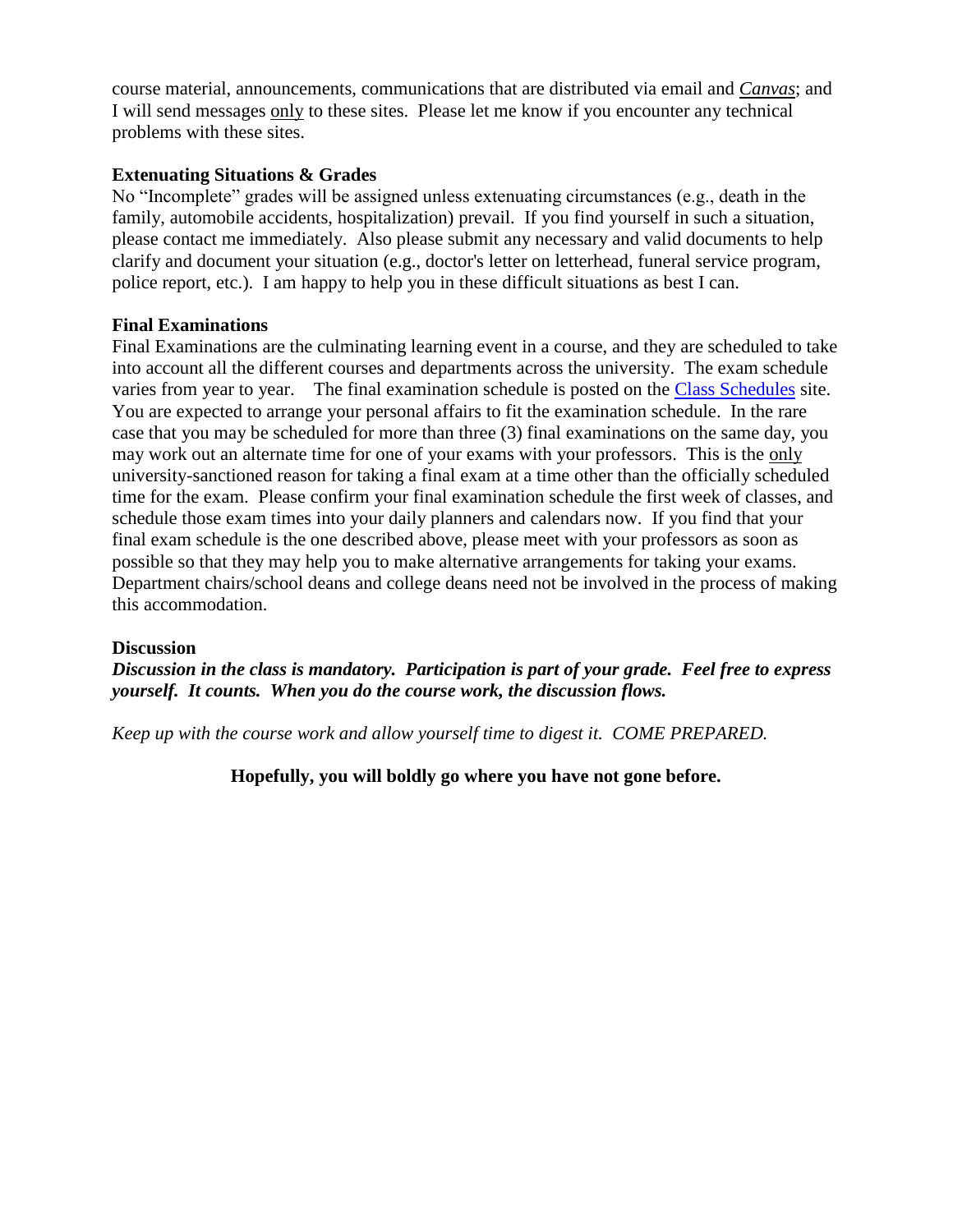course material, announcements, communications that are distributed via email and *Canvas*; and I will send messages only to these sites. Please let me know if you encounter any technical problems with these sites.

**Extenuating Situations & Grades**

No "Incomplete" grades will be assigned unless extenuating circumstances (e.g., death in the family, automobile accidents, hospitalization) prevail. If you find yourself in such a situation, please contact me immediately. Also please submit any necessary and valid documents to help clarify and document your situation (e.g., doctor's letter on letterhead, funeral service program, police report, etc.). I am happy to help you in these difficult situations as best I can.

**Final Examinations**

Final Examinations are the culminating learning event in a course, and they are scheduled to take into account all the different courses and departments across the university. The exam schedule varies from year to year. The final examination schedule is posted on the Class Schedules site. You are expected to arrange your personal affairs to fit the examination schedule. In the rare case that you may be scheduled for more than three (3) final examinations on the same day, you may work out an alternate time for one of your exams with your professors. This is the only university-sanctioned reason for taking a final exam at a time other than the officially scheduled time for the exam. Please confirm your final examination schedule the first week of classes, and schedule those exam times into your daily planners and calendars now. If you find that your final exam schedule is the one described above, please meet with your professors as soon as possible so that they may help you to make alternative arrangements for taking your exams. Department chairs/school deans and college deans need not be involved in the process of making this accommodation.

**Discussion**

***Discussion in the class is mandatory. Participation is part of your grade. Feel free to express yourself. It counts. When you do the course work, the discussion flows.***

*Keep up with the course work and allow yourself time to digest it. COME PREPARED.*

**Hopefully, you will boldly go where you have not gone before.**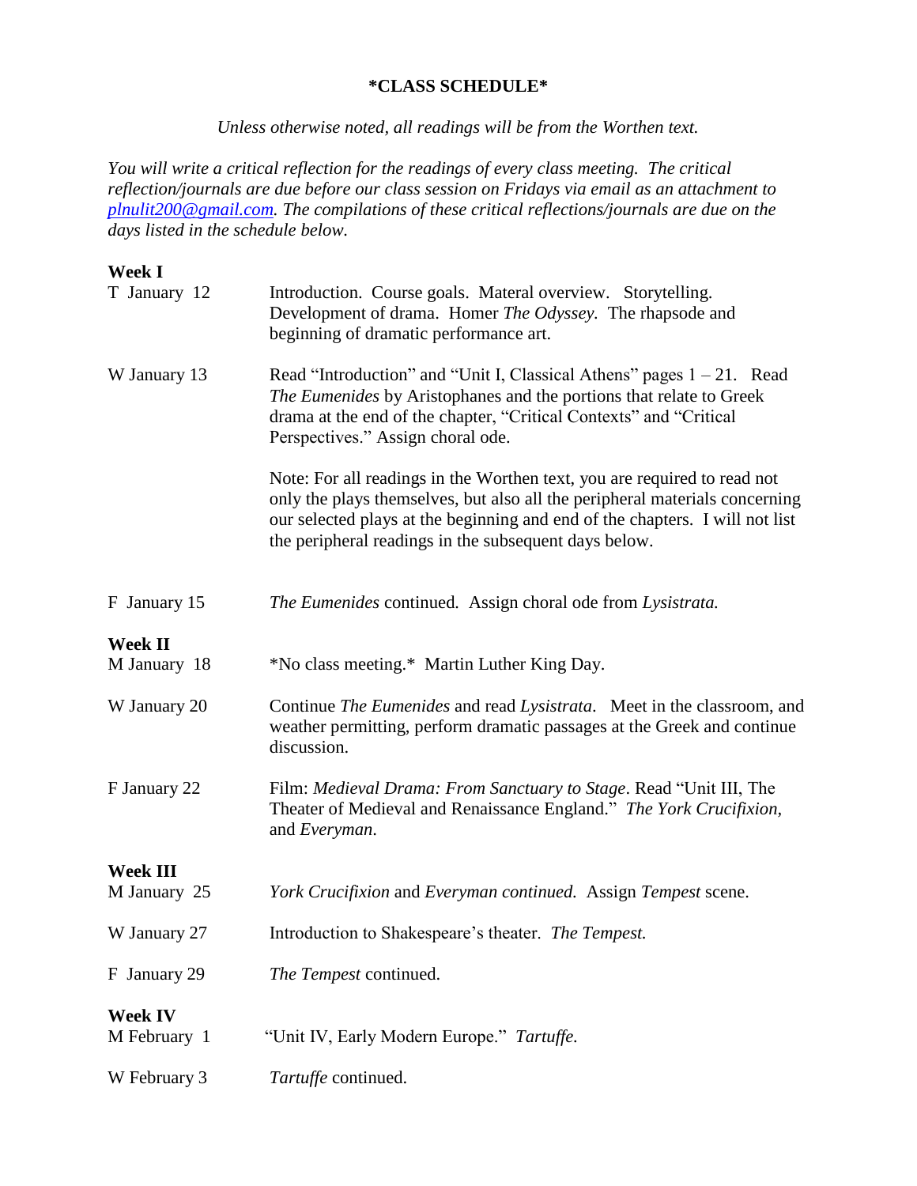**\*CLASS SCHEDULE\***

*Unless otherwise noted, all readings will be from the Worthen text.*

*You will write a critical reflection for the readings of every class meeting. The critical reflection/journals are due before our class session on Fridays via email as an attachment to [plnulit200@gmail.com](mailto:plnulit200@gmail.com). The compilations of these critical reflections/journals are due on the days listed in the schedule below.*

**Week I**

| | |
|---|---|
| T January 12 | Introduction. Course goals. Materal overview. Storytelling. Development of drama. Homer *The Odyssey*. The rhapsode and beginning of dramatic performance art. |
| W January 13 | Read "Introduction" and "Unit I, Classical Athens" pages 1 – 21. Read *The Eumenides* by Aristophanes and the portions that relate to Greek drama at the end of the chapter, "Critical Contexts" and "Critical Perspectives." Assign choral ode.<br><br>Note: For all readings in the Worthen text, you are required to read not only the plays themselves, but also all the peripheral materials concerning our selected plays at the beginning and end of the chapters. I will not list the peripheral readings in the subsequent days below. |
| F January 15 | *The Eumenides* continued. Assign choral ode from *Lysistrata.* |

**Week II**

| | |
|---|---|
| M January 18 | \*No class meeting.\* Martin Luther King Day. |
| W January 20 | Continue *The Eumenides* and read *Lysistrata*. Meet in the classroom, and weather permitting, perform dramatic passages at the Greek and continue discussion. |
| F January 22 | Film: *Medieval Drama: From Sanctuary to Stage*. Read "Unit III, The Theater of Medieval and Renaissance England." *The York Crucifixion*, and *Everyman*. |

**Week III**

| | |
|---|---|
| M January 25 | *York Crucifixion* and *Everyman continued.* Assign *Tempest* scene. |
| W January 27 | Introduction to Shakespeare's theater. *The Tempest.* |
| F January 29 | *The Tempest* continued. |

**Week IV**

| | |
|---|---|
| M February 1 | "Unit IV, Early Modern Europe." *Tartuffe.* |
| W February 3 | *Tartuffe* continued. |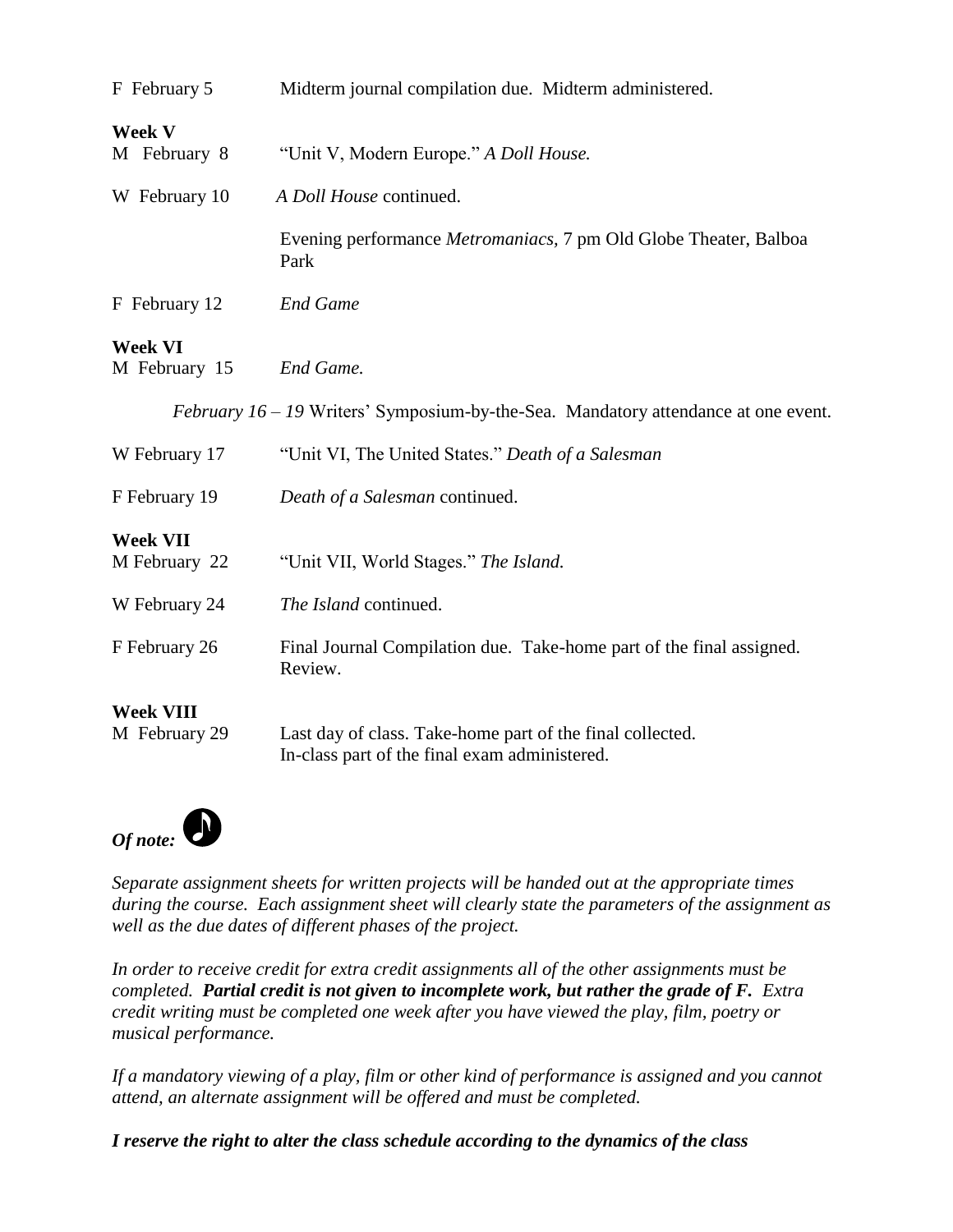F February 5 Midterm journal compilation due. Midterm administered.

**Week V**

M February 8 "Unit V, Modern Europe." *A Doll House.*

W February 10 *A Doll House* continued.

Evening performance *Metromaniacs,* 7 pm Old Globe Theater, Balboa Park

F February 12 *End Game*

**Week VI**

M February 15 *End Game.*

*February 16 – 19* Writers' Symposium-by-the-Sea. Mandatory attendance at one event.

W February 17 "Unit VI, The United States." *Death of a Salesman*

F February 19 *Death of a Salesman* continued.

**Week VII**

M February 22 "Unit VII, World Stages." *The Island.*

W February 24 *The Island* continued.

F February 26 Final Journal Compilation due. Take-home part of the final assigned. Review.

**Week VIII**

M February 29 Last day of class. Take-home part of the final collected.
In-class part of the final exam administered.

***Of note:*** ♪

*Separate assignment sheets for written projects will be handed out at the appropriate times during the course. Each assignment sheet will clearly state the parameters of the assignment as well as the due dates of different phases of the project.*

*In order to receive credit for extra credit assignments all of the other assignments must be completed.* ***Partial credit is not given to incomplete work, but rather the grade of F.*** *Extra credit writing must be completed one week after you have viewed the play, film, poetry or musical performance.*

*If a mandatory viewing of a play, film or other kind of performance is assigned and you cannot attend, an alternate assignment will be offered and must be completed.*

***I reserve the right to alter the class schedule according to the dynamics of the class***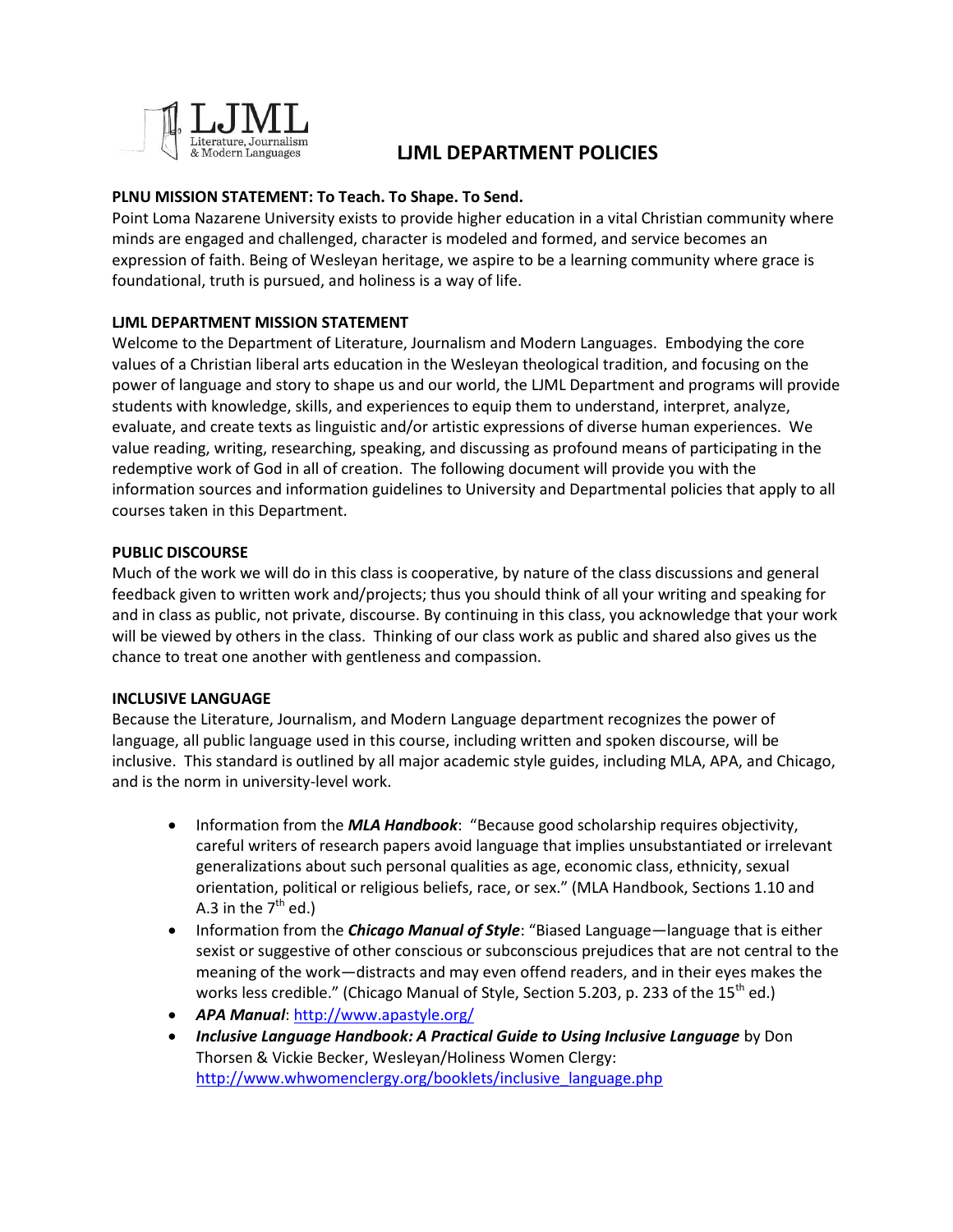# LJML DEPARTMENT POLICIES

**PLNU MISSION STATEMENT: To Teach. To Shape. To Send.**

Point Loma Nazarene University exists to provide higher education in a vital Christian community where minds are engaged and challenged, character is modeled and formed, and service becomes an expression of faith. Being of Wesleyan heritage, we aspire to be a learning community where grace is foundational, truth is pursued, and holiness is a way of life.

**LJML DEPARTMENT MISSION STATEMENT**

Welcome to the Department of Literature, Journalism and Modern Languages. Embodying the core values of a Christian liberal arts education in the Wesleyan theological tradition, and focusing on the power of language and story to shape us and our world, the LJML Department and programs will provide students with knowledge, skills, and experiences to equip them to understand, interpret, analyze, evaluate, and create texts as linguistic and/or artistic expressions of diverse human experiences. We value reading, writing, researching, speaking, and discussing as profound means of participating in the redemptive work of God in all of creation. The following document will provide you with the information sources and information guidelines to University and Departmental policies that apply to all courses taken in this Department.

**PUBLIC DISCOURSE**

Much of the work we will do in this class is cooperative, by nature of the class discussions and general feedback given to written work and/projects; thus you should think of all your writing and speaking for and in class as public, not private, discourse. By continuing in this class, you acknowledge that your work will be viewed by others in the class. Thinking of our class work as public and shared also gives us the chance to treat one another with gentleness and compassion.

**INCLUSIVE LANGUAGE**

Because the Literature, Journalism, and Modern Language department recognizes the power of language, all public language used in this course, including written and spoken discourse, will be inclusive. This standard is outlined by all major academic style guides, including MLA, APA, and Chicago, and is the norm in university-level work.

- Information from the ***MLA Handbook***: "Because good scholarship requires objectivity, careful writers of research papers avoid language that implies unsubstantiated or irrelevant generalizations about such personal qualities as age, economic class, ethnicity, sexual orientation, political or religious beliefs, race, or sex." (MLA Handbook, Sections 1.10 and A.3 in the 7th ed.)
- Information from the ***Chicago Manual of Style***: "Biased Language—language that is either sexist or suggestive of other conscious or subconscious prejudices that are not central to the meaning of the work—distracts and may even offend readers, and in their eyes makes the works less credible." (Chicago Manual of Style, Section 5.203, p. 233 of the 15th ed.)
- ***APA Manual***: http://www.apastyle.org/
- ***Inclusive Language Handbook: A Practical Guide to Using Inclusive Language*** by Don Thorsen & Vickie Becker, Wesleyan/Holiness Women Clergy: http://www.whwomenclergy.org/booklets/inclusive_language.php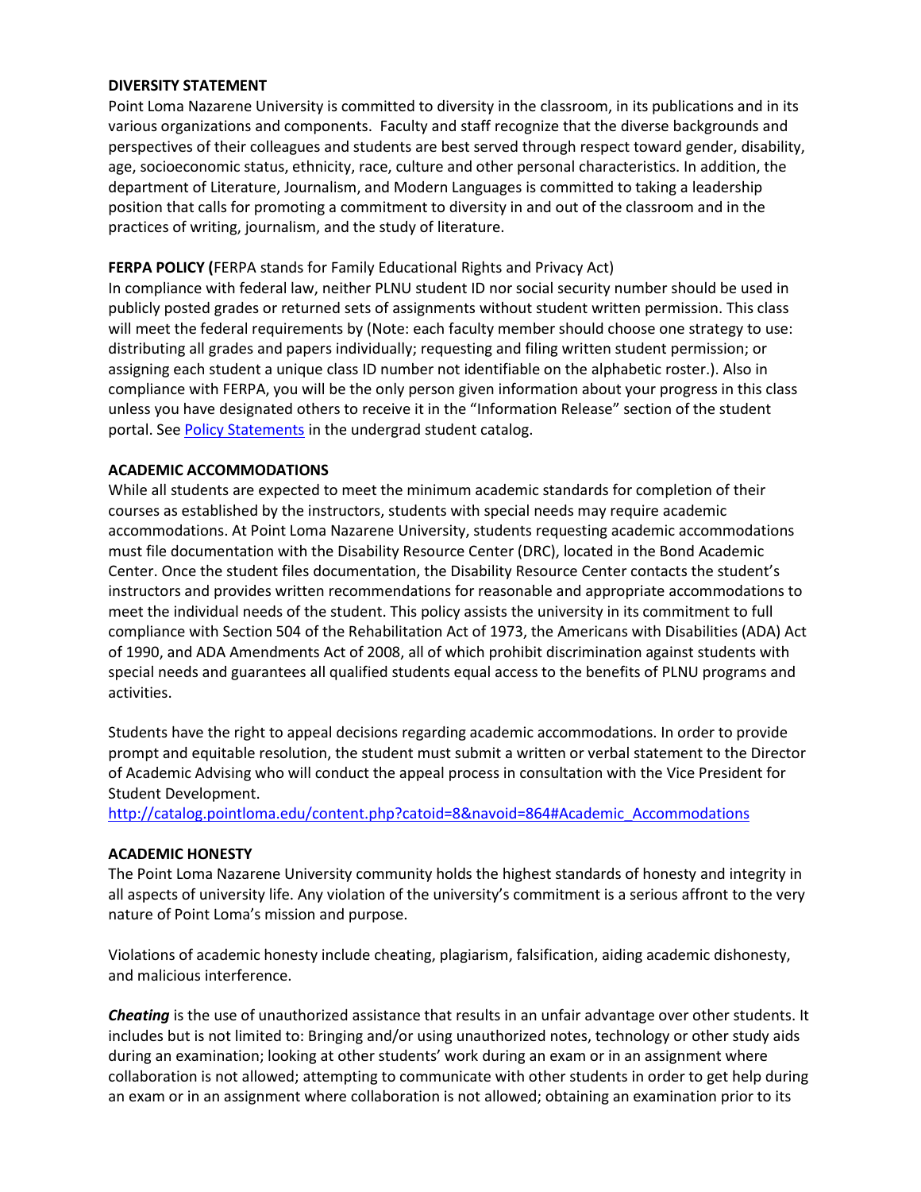**DIVERSITY STATEMENT**

Point Loma Nazarene University is committed to diversity in the classroom, in its publications and in its various organizations and components. Faculty and staff recognize that the diverse backgrounds and perspectives of their colleagues and students are best served through respect toward gender, disability, age, socioeconomic status, ethnicity, race, culture and other personal characteristics. In addition, the department of Literature, Journalism, and Modern Languages is committed to taking a leadership position that calls for promoting a commitment to diversity in and out of the classroom and in the practices of writing, journalism, and the study of literature.

**FERPA POLICY (**FERPA stands for Family Educational Rights and Privacy Act)

In compliance with federal law, neither PLNU student ID nor social security number should be used in publicly posted grades or returned sets of assignments without student written permission. This class will meet the federal requirements by (Note: each faculty member should choose one strategy to use: distributing all grades and papers individually; requesting and filing written student permission; or assigning each student a unique class ID number not identifiable on the alphabetic roster.). Also in compliance with FERPA, you will be the only person given information about your progress in this class unless you have designated others to receive it in the "Information Release" section of the student portal. See [Policy Statements]() in the undergrad student catalog.

**ACADEMIC ACCOMMODATIONS**

While all students are expected to meet the minimum academic standards for completion of their courses as established by the instructors, students with special needs may require academic accommodations. At Point Loma Nazarene University, students requesting academic accommodations must file documentation with the Disability Resource Center (DRC), located in the Bond Academic Center. Once the student files documentation, the Disability Resource Center contacts the student's instructors and provides written recommendations for reasonable and appropriate accommodations to meet the individual needs of the student. This policy assists the university in its commitment to full compliance with Section 504 of the Rehabilitation Act of 1973, the Americans with Disabilities (ADA) Act of 1990, and ADA Amendments Act of 2008, all of which prohibit discrimination against students with special needs and guarantees all qualified students equal access to the benefits of PLNU programs and activities.

Students have the right to appeal decisions regarding academic accommodations. In order to provide prompt and equitable resolution, the student must submit a written or verbal statement to the Director of Academic Advising who will conduct the appeal process in consultation with the Vice President for Student Development.

http://catalog.pointloma.edu/content.php?catoid=8&navoid=864#Academic_Accommodations

**ACADEMIC HONESTY**

The Point Loma Nazarene University community holds the highest standards of honesty and integrity in all aspects of university life. Any violation of the university's commitment is a serious affront to the very nature of Point Loma's mission and purpose.

Violations of academic honesty include cheating, plagiarism, falsification, aiding academic dishonesty, and malicious interference.

***Cheating*** is the use of unauthorized assistance that results in an unfair advantage over other students. It includes but is not limited to: Bringing and/or using unauthorized notes, technology or other study aids during an examination; looking at other students' work during an exam or in an assignment where collaboration is not allowed; attempting to communicate with other students in order to get help during an exam or in an assignment where collaboration is not allowed; obtaining an examination prior to its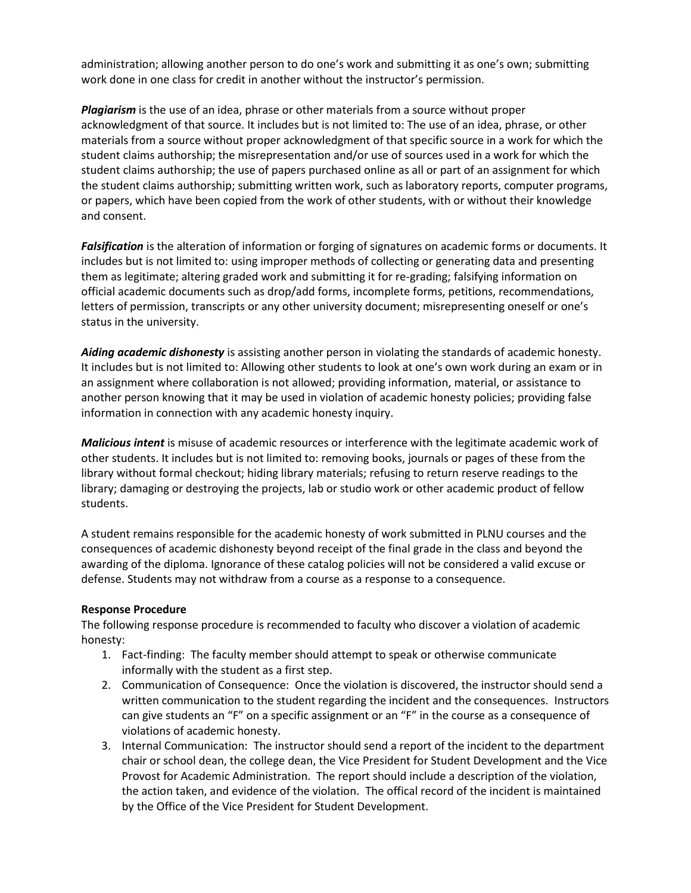administration; allowing another person to do one's work and submitting it as one's own; submitting work done in one class for credit in another without the instructor's permission.

***Plagiarism*** is the use of an idea, phrase or other materials from a source without proper acknowledgment of that source. It includes but is not limited to: The use of an idea, phrase, or other materials from a source without proper acknowledgment of that specific source in a work for which the student claims authorship; the misrepresentation and/or use of sources used in a work for which the student claims authorship; the use of papers purchased online as all or part of an assignment for which the student claims authorship; submitting written work, such as laboratory reports, computer programs, or papers, which have been copied from the work of other students, with or without their knowledge and consent.

***Falsification*** is the alteration of information or forging of signatures on academic forms or documents. It includes but is not limited to: using improper methods of collecting or generating data and presenting them as legitimate; altering graded work and submitting it for re-grading; falsifying information on official academic documents such as drop/add forms, incomplete forms, petitions, recommendations, letters of permission, transcripts or any other university document; misrepresenting oneself or one's status in the university.

***Aiding academic dishonesty*** is assisting another person in violating the standards of academic honesty. It includes but is not limited to: Allowing other students to look at one's own work during an exam or in an assignment where collaboration is not allowed; providing information, material, or assistance to another person knowing that it may be used in violation of academic honesty policies; providing false information in connection with any academic honesty inquiry.

***Malicious intent*** is misuse of academic resources or interference with the legitimate academic work of other students. It includes but is not limited to: removing books, journals or pages of these from the library without formal checkout; hiding library materials; refusing to return reserve readings to the library; damaging or destroying the projects, lab or studio work or other academic product of fellow students.

A student remains responsible for the academic honesty of work submitted in PLNU courses and the consequences of academic dishonesty beyond receipt of the final grade in the class and beyond the awarding of the diploma. Ignorance of these catalog policies will not be considered a valid excuse or defense. Students may not withdraw from a course as a response to a consequence.

**Response Procedure**

The following response procedure is recommended to faculty who discover a violation of academic honesty:

1. Fact-finding: The faculty member should attempt to speak or otherwise communicate informally with the student as a first step.
2. Communication of Consequence: Once the violation is discovered, the instructor should send a written communication to the student regarding the incident and the consequences. Instructors can give students an "F" on a specific assignment or an "F" in the course as a consequence of violations of academic honesty.
3. Internal Communication: The instructor should send a report of the incident to the department chair or school dean, the college dean, the Vice President for Student Development and the Vice Provost for Academic Administration. The report should include a description of the violation, the action taken, and evidence of the violation. The offical record of the incident is maintained by the Office of the Vice President for Student Development.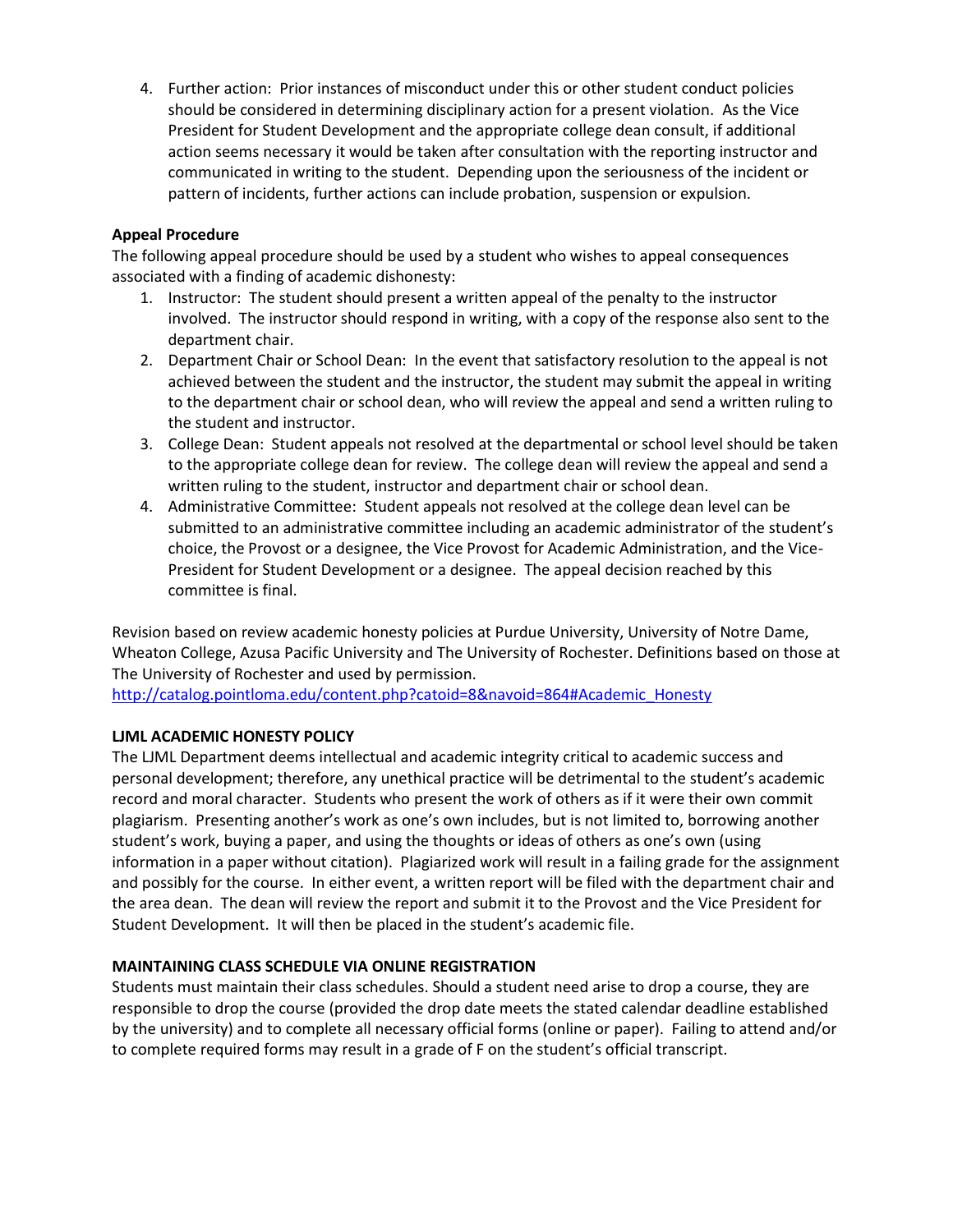4. Further action: Prior instances of misconduct under this or other student conduct policies should be considered in determining disciplinary action for a present violation. As the Vice President for Student Development and the appropriate college dean consult, if additional action seems necessary it would be taken after consultation with the reporting instructor and communicated in writing to the student. Depending upon the seriousness of the incident or pattern of incidents, further actions can include probation, suspension or expulsion.

**Appeal Procedure**

The following appeal procedure should be used by a student who wishes to appeal consequences associated with a finding of academic dishonesty:

1. Instructor: The student should present a written appeal of the penalty to the instructor involved. The instructor should respond in writing, with a copy of the response also sent to the department chair.
2. Department Chair or School Dean: In the event that satisfactory resolution to the appeal is not achieved between the student and the instructor, the student may submit the appeal in writing to the department chair or school dean, who will review the appeal and send a written ruling to the student and instructor.
3. College Dean: Student appeals not resolved at the departmental or school level should be taken to the appropriate college dean for review. The college dean will review the appeal and send a written ruling to the student, instructor and department chair or school dean.
4. Administrative Committee: Student appeals not resolved at the college dean level can be submitted to an administrative committee including an academic administrator of the student's choice, the Provost or a designee, the Vice Provost for Academic Administration, and the Vice-President for Student Development or a designee. The appeal decision reached by this committee is final.

Revision based on review academic honesty policies at Purdue University, University of Notre Dame, Wheaton College, Azusa Pacific University and The University of Rochester. Definitions based on those at The University of Rochester and used by permission.
[http://catalog.pointloma.edu/content.php?catoid=8&navoid=864#Academic_Honesty](http://catalog.pointloma.edu/content.php?catoid=8&navoid=864#Academic_Honesty)

**LJML ACADEMIC HONESTY POLICY**

The LJML Department deems intellectual and academic integrity critical to academic success and personal development; therefore, any unethical practice will be detrimental to the student's academic record and moral character. Students who present the work of others as if it were their own commit plagiarism. Presenting another's work as one's own includes, but is not limited to, borrowing another student's work, buying a paper, and using the thoughts or ideas of others as one's own (using information in a paper without citation). Plagiarized work will result in a failing grade for the assignment and possibly for the course. In either event, a written report will be filed with the department chair and the area dean. The dean will review the report and submit it to the Provost and the Vice President for Student Development. It will then be placed in the student's academic file.

**MAINTAINING CLASS SCHEDULE VIA ONLINE REGISTRATION**

Students must maintain their class schedules. Should a student need arise to drop a course, they are responsible to drop the course (provided the drop date meets the stated calendar deadline established by the university) and to complete all necessary official forms (online or paper). Failing to attend and/or to complete required forms may result in a grade of F on the student's official transcript.